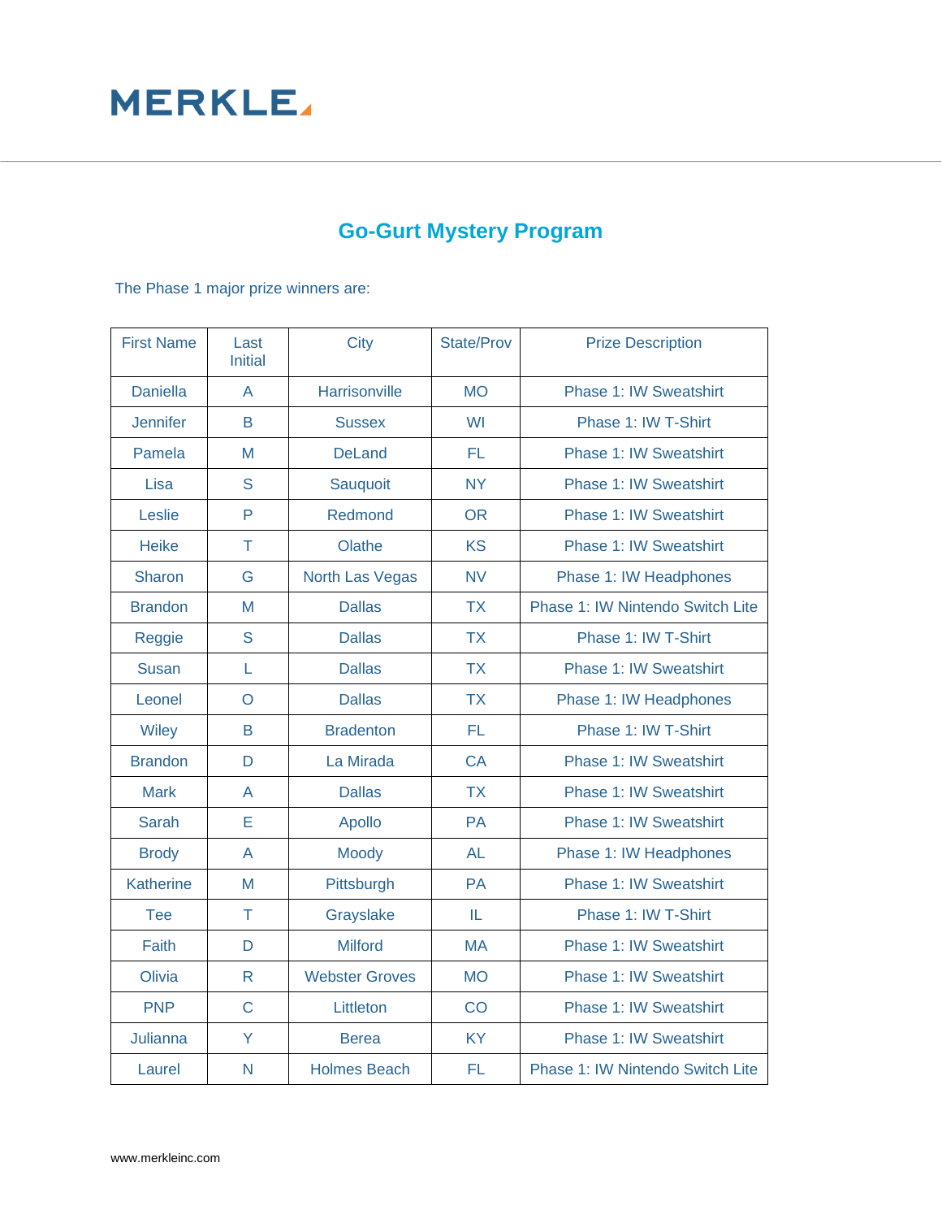MERKLE

# Go-Gurt Mystery Program

The Phase 1 major prize winners are:

| First Name | Last Initial | City | State/Prov | Prize Description |
|---|---|---|---|---|
| Daniella | A | Harrisonville | MO | Phase 1: IW Sweatshirt |
| Jennifer | B | Sussex | WI | Phase 1: IW T-Shirt |
| Pamela | M | DeLand | FL | Phase 1: IW Sweatshirt |
| Lisa | S | Sauquoit | NY | Phase 1: IW Sweatshirt |
| Leslie | P | Redmond | OR | Phase 1: IW Sweatshirt |
| Heike | T | Olathe | KS | Phase 1: IW Sweatshirt |
| Sharon | G | North Las Vegas | NV | Phase 1: IW Headphones |
| Brandon | M | Dallas | TX | Phase 1: IW Nintendo Switch Lite |
| Reggie | S | Dallas | TX | Phase 1: IW T-Shirt |
| Susan | L | Dallas | TX | Phase 1: IW Sweatshirt |
| Leonel | O | Dallas | TX | Phase 1: IW Headphones |
| Wiley | B | Bradenton | FL | Phase 1: IW T-Shirt |
| Brandon | D | La Mirada | CA | Phase 1: IW Sweatshirt |
| Mark | A | Dallas | TX | Phase 1: IW Sweatshirt |
| Sarah | E | Apollo | PA | Phase 1: IW Sweatshirt |
| Brody | A | Moody | AL | Phase 1: IW Headphones |
| Katherine | M | Pittsburgh | PA | Phase 1: IW Sweatshirt |
| Tee | T | Grayslake | IL | Phase 1: IW T-Shirt |
| Faith | D | Milford | MA | Phase 1: IW Sweatshirt |
| Olivia | R | Webster Groves | MO | Phase 1: IW Sweatshirt |
| PNP | C | Littleton | CO | Phase 1: IW Sweatshirt |
| Julianna | Y | Berea | KY | Phase 1: IW Sweatshirt |
| Laurel | N | Holmes Beach | FL | Phase 1: IW Nintendo Switch Lite |

www.merkleinc.com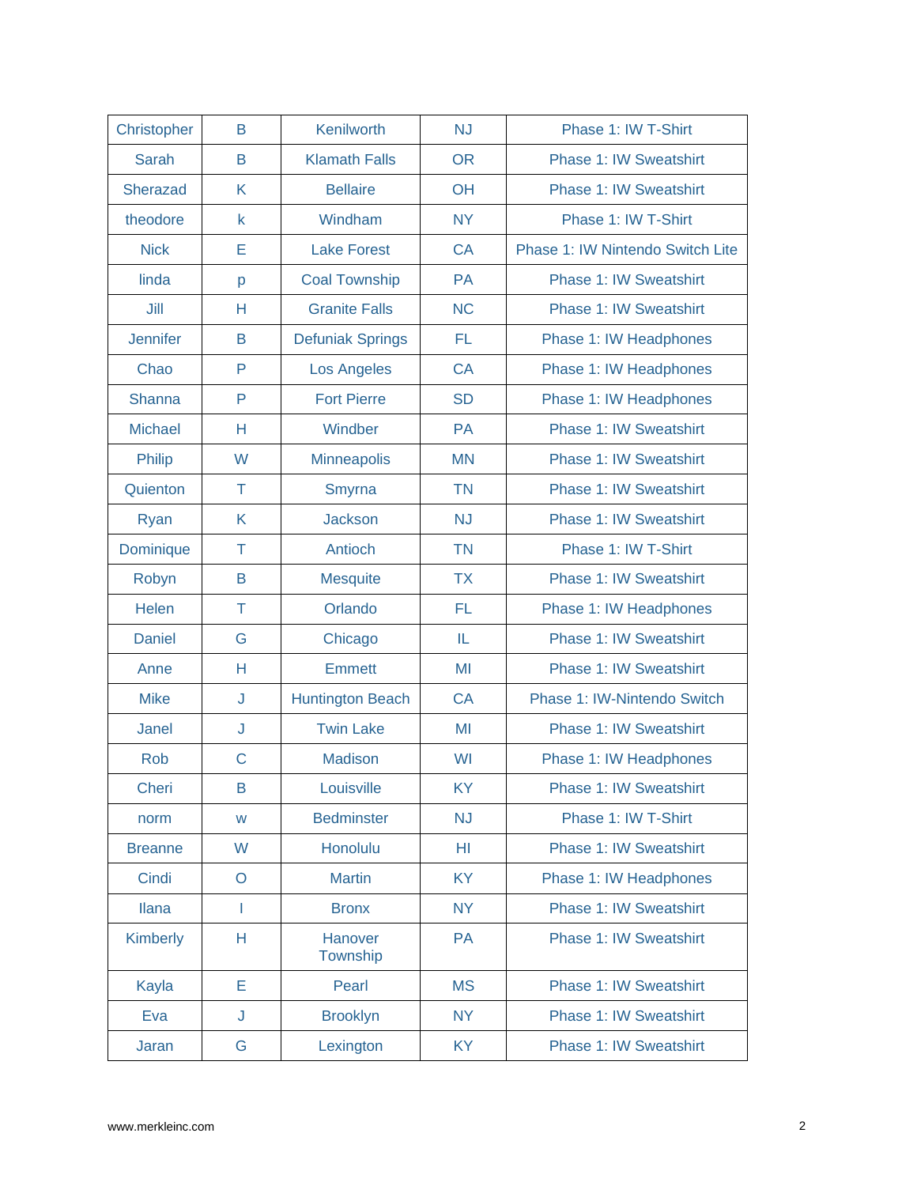| Christopher | B | Kenilworth | NJ | Phase 1: IW T-Shirt |
|---|---|---|---|---|
| Sarah | B | Klamath Falls | OR | Phase 1: IW Sweatshirt |
| Sherazad | K | Bellaire | OH | Phase 1: IW Sweatshirt |
| theodore | k | Windham | NY | Phase 1: IW T-Shirt |
| Nick | E | Lake Forest | CA | Phase 1: IW Nintendo Switch Lite |
| linda | p | Coal Township | PA | Phase 1: IW Sweatshirt |
| Jill | H | Granite Falls | NC | Phase 1: IW Sweatshirt |
| Jennifer | B | Defuniak Springs | FL | Phase 1: IW Headphones |
| Chao | P | Los Angeles | CA | Phase 1: IW Headphones |
| Shanna | P | Fort Pierre | SD | Phase 1: IW Headphones |
| Michael | H | Windber | PA | Phase 1: IW Sweatshirt |
| Philip | W | Minneapolis | MN | Phase 1: IW Sweatshirt |
| Quienton | T | Smyrna | TN | Phase 1: IW Sweatshirt |
| Ryan | K | Jackson | NJ | Phase 1: IW Sweatshirt |
| Dominique | T | Antioch | TN | Phase 1: IW T-Shirt |
| Robyn | B | Mesquite | TX | Phase 1: IW Sweatshirt |
| Helen | T | Orlando | FL | Phase 1: IW Headphones |
| Daniel | G | Chicago | IL | Phase 1: IW Sweatshirt |
| Anne | H | Emmett | MI | Phase 1: IW Sweatshirt |
| Mike | J | Huntington Beach | CA | Phase 1: IW-Nintendo Switch |
| Janel | J | Twin Lake | MI | Phase 1: IW Sweatshirt |
| Rob | C | Madison | WI | Phase 1: IW Headphones |
| Cheri | B | Louisville | KY | Phase 1: IW Sweatshirt |
| norm | w | Bedminster | NJ | Phase 1: IW T-Shirt |
| Breanne | W | Honolulu | HI | Phase 1: IW Sweatshirt |
| Cindi | O | Martin | KY | Phase 1: IW Headphones |
| Ilana | I | Bronx | NY | Phase 1: IW Sweatshirt |
| Kimberly | H | Hanover Township | PA | Phase 1: IW Sweatshirt |
| Kayla | E | Pearl | MS | Phase 1: IW Sweatshirt |
| Eva | J | Brooklyn | NY | Phase 1: IW Sweatshirt |
| Jaran | G | Lexington | KY | Phase 1: IW Sweatshirt |

www.merkleinc.com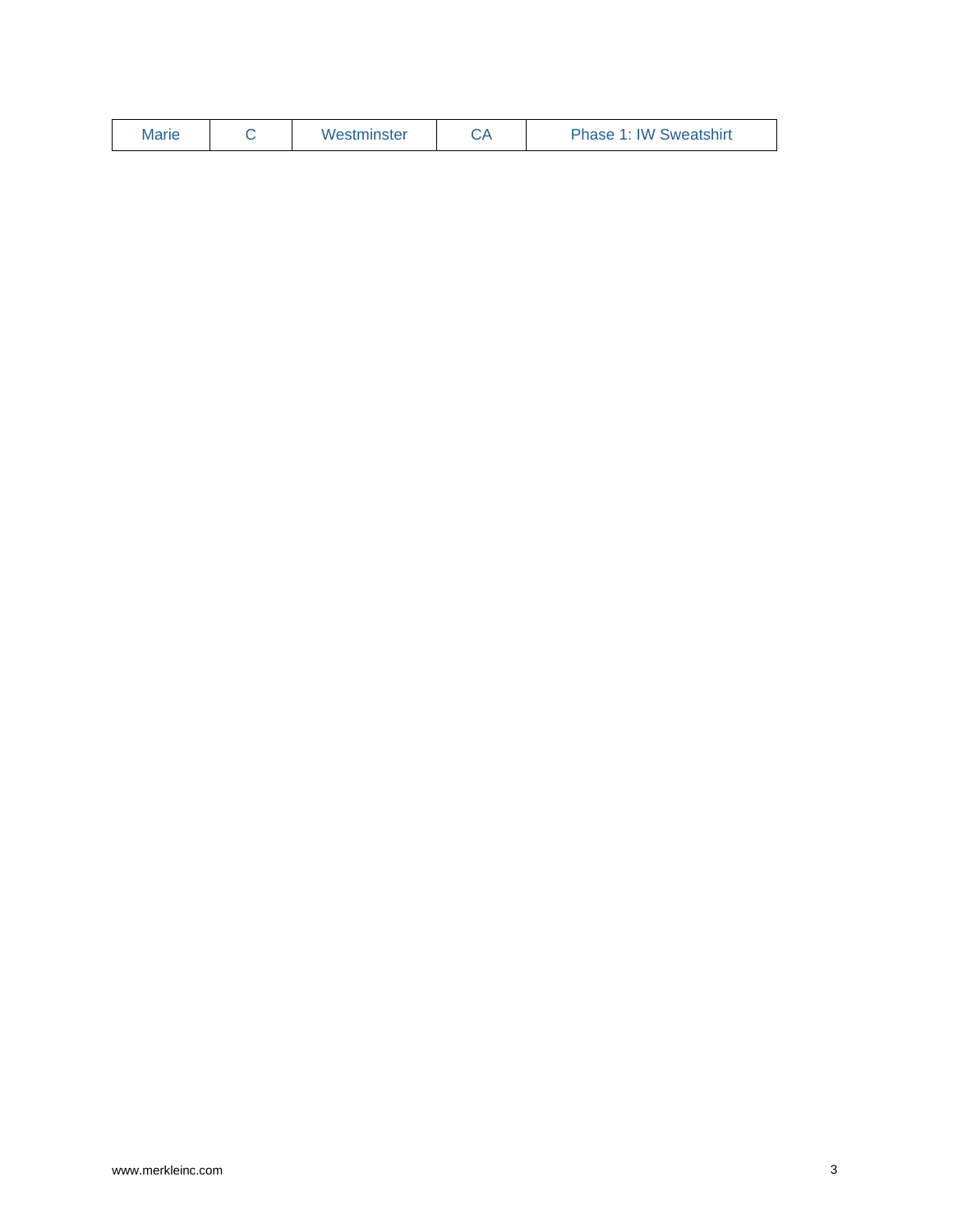| | | | | |
|---|---|---|---|---|
| Marie | C | Westminster | CA | Phase 1: IW Sweatshirt |